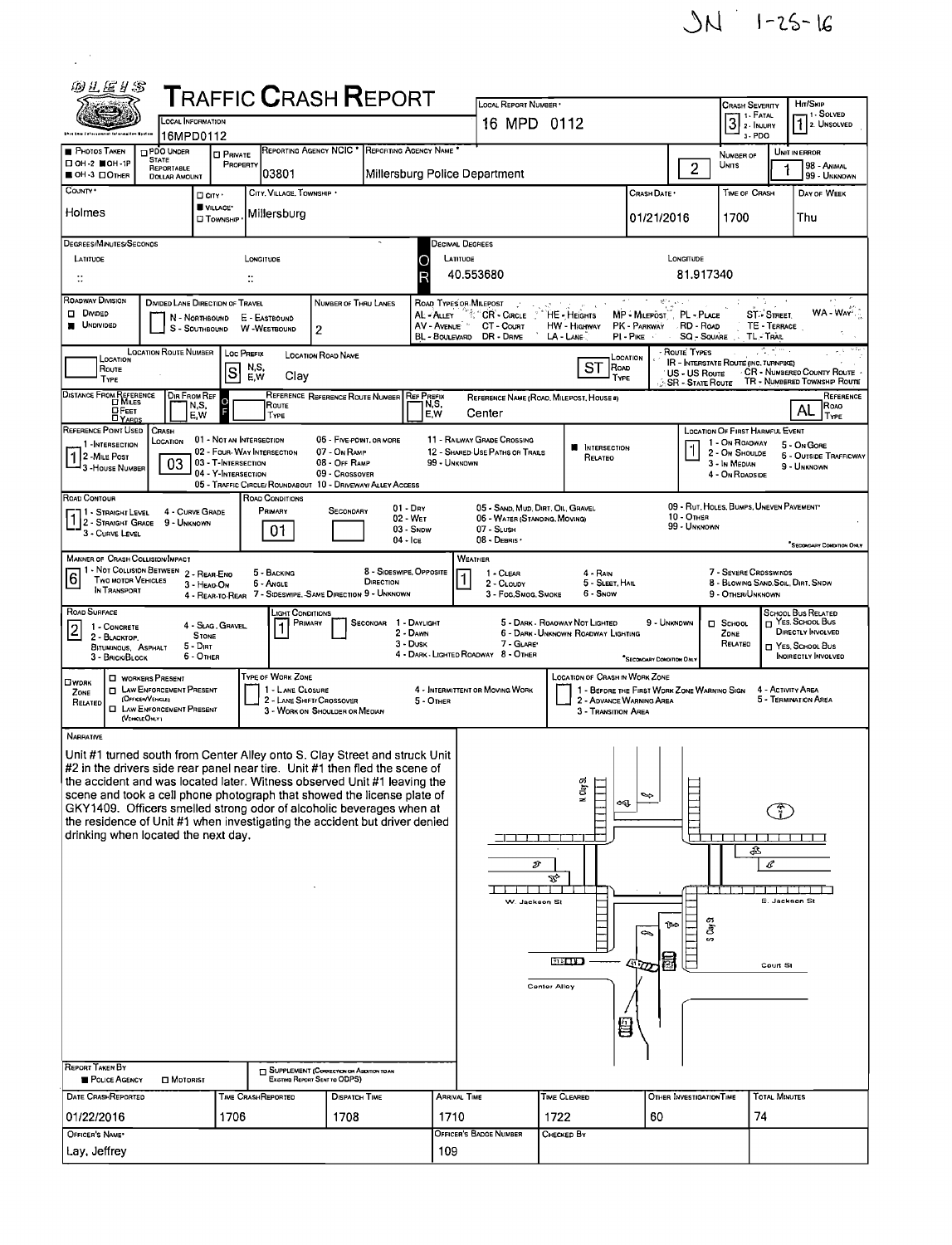JN 1-25-16

# TRAFFIC CRASH REPORT

| LOCAL INFORMATION | LOCAL REPORT NUMBER | CRASH SEVERITY | HIT/SKIP |
|---|---|---|---|
| 16MPD0112 | 16 MPD 0112 | 3 (1 - FATAL, 2 - INJURY, 3 - PDO) | 1 (1 - SOLVED, 2 - UNSOLVED) |

| PHOTOS TAKEN | PDO UNDER STATE REPORTABLE DOLLAR AMOUNT | PRIVATE PROPERTY | REPORTING AGENCY NCIC | REPORTING AGENCY NAME | NUMBER OF UNITS | UNIT IN ERROR |
|---|---|---|---|---|---|---|
| OH-3 | | | 03801 | Millersburg Police Department | 2 | 1 (98 - ANIMAL, 99 - UNKNOWN) |

| COUNTY | CITY / VILLAGE / TOWNSHIP | CITY, VILLAGE, TOWNSHIP | CRASH DATE | TIME OF CRASH | DAY OF WEEK |
|---|---|---|---|---|---|
| Holmes | VILLAGE | Millersburg | 01/21/2016 | 1700 | Thu |

**DEGREES/MINUTES/SECONDS** — LATITUDE: :: LONGITUDE: ::

**DECIMAL DEGREES** — LATITUDE: 40.553680 LONGITUDE: 81.917340

**ROADWAY DIVISION:** UNDIVIDED
**NUMBER OF THRU LANES:** 2

**LOCATION:** LOC PREFIX: S — LOCATION ROAD NAME: Clay — LOCATION ROAD TYPE: ST

**REFERENCE:** REFERENCE NAME (ROAD, MILEPOST, HOUSE #): Center — REFERENCE ROAD TYPE: AL

**REFERENCE POINT USED:** 1 - INTERSECTION
**CRASH LOCATION:** 03 - T-INTERSECTION
**INTERSECTION RELATED:** ■
**LOCATION OF FIRST HARMFUL EVENT:** 1 - ON ROADWAY

**ROAD CONTOUR:** 1 - STRAIGHT LEVEL
**ROAD CONDITIONS:** PRIMARY: 01 - DRY

**MANNER OF CRASH COLLISION/IMPACT:** 6 - ANGLE
**WEATHER:** 1 - CLEAR

**ROAD SURFACE:** 2 - BLACKTOP, BITUMINOUS, ASPHALT
**LIGHT CONDITIONS:** PRIMARY: 1 - DAYLIGHT

## NARRATIVE

Unit #1 turned south from Center Alley onto S. Clay Street and struck Unit #2 in the drivers side rear panel near tire. Unit #1 then fled the scene of the accident and was located later. Witness observed Unit #1 leaving the scene and took a cell phone photograph that showed the license plate of GKY1409. Officers smelled strong odor of alcoholic beverages when at the residence of Unit #1 when investigating the accident but driver denied drinking when located the next day.

Diagram labels: N Clay St, W. Jackson St, E. Jackson St, S Clay St, Court St, Center Alley

**REPORT TAKEN BY:** ■ POLICE AGENCY

| DATE CRASH REPORTED | TIME CRASH REPORTED | DISPATCH TIME | ARRIVAL TIME | TIME CLEARED | OTHER INVESTIGATION TIME | TOTAL MINUTES |
|---|---|---|---|---|---|---|
| 01/22/2016 | 1706 | 1708 | 1710 | 1722 | 60 | 74 |

| OFFICER'S NAME | OFFICER'S BADGE NUMBER | CHECKED BY |
|---|---|---|
| Lay, Jeffrey | 109 | |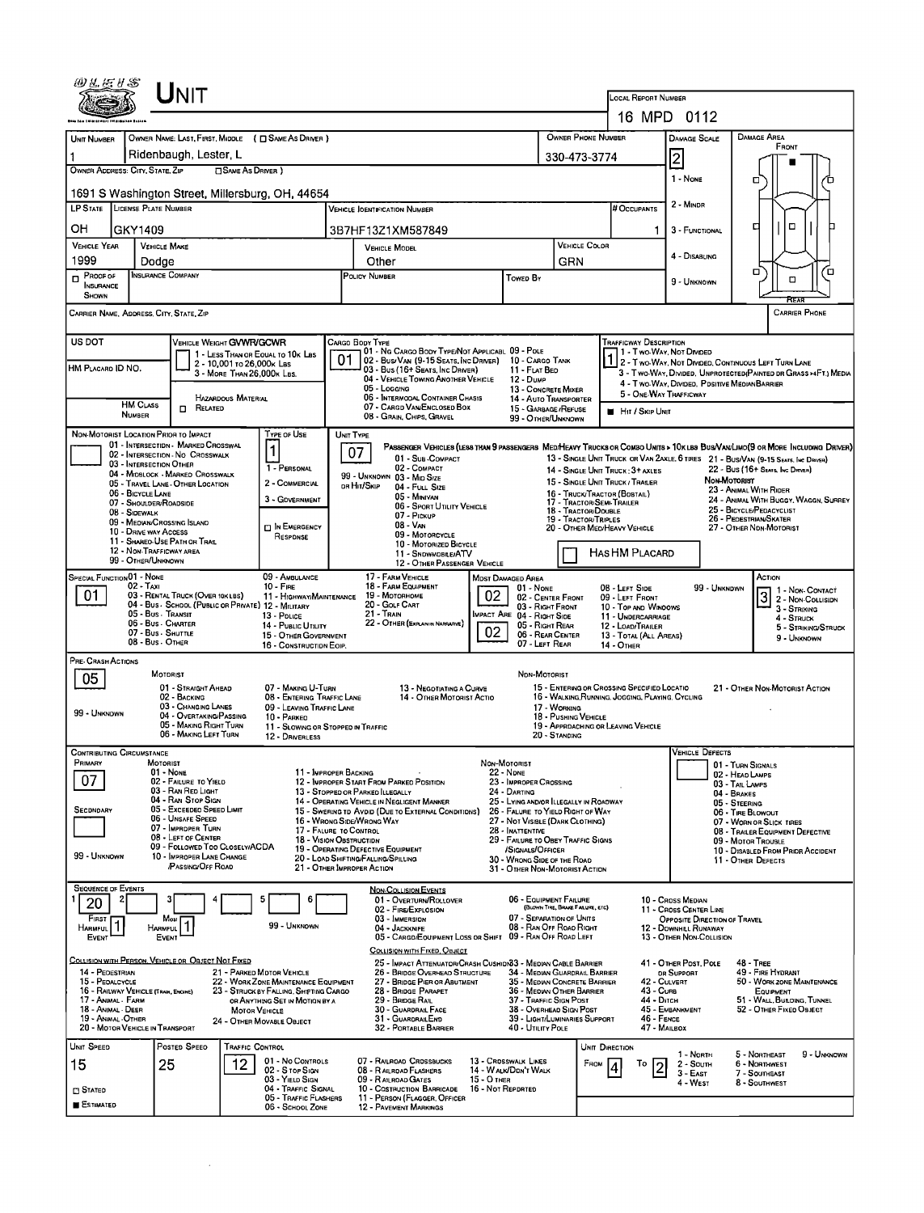# UNIT

**LOCAL REPORT NUMBER:** 16 MPD 0112

| UNIT NUMBER | OWNER NAME: LAST, FIRST, MIDDLE ( ☐ SAME AS DRIVER ) | OWNER PHONE NUMBER | DAMAGE SCALE | DAMAGE AREA |
|---|---|---|---|---|
| 1 | Ridenbaugh, Lester, L | 330-473-3774 | 2 | FRONT |

**OWNER ADDRESS: CITY, STATE, ZIP** ( ☐ SAME AS DRIVER ): 1691 S Washington Street, Millersburg, OH, 44654

| LP STATE | LICENSE PLATE NUMBER | VEHICLE IDENTIFICATION NUMBER | # OCCUPANTS |
|---|---|---|---|
| OH | GKY1409 | 3B7HF13Z1XM587849 | 1 |

| VEHICLE YEAR | VEHICLE MAKE | VEHICLE MODEL | VEHICLE COLOR |
|---|---|---|---|
| 1999 | Dodge | Other | GRN |

☐ PROOF OF INSURANCE SHOWN | INSURANCE COMPANY | POLICY NUMBER | TOWED BY

DAMAGE SCALE: 1 - NONE; 2 - MINOR; 3 - FUNCTIONAL; 4 - DISABLING; 9 - UNKNOWN

CARRIER NAME, ADDRESS, CITY, STATE, ZIP | CARRIER PHONE

US DOT | HM PLACARD ID NO. | HM CLASS NUMBER | HAZARDOUS MATERIAL ☐ RELATED

VEHICLE WEIGHT GVWR/GCWR: 1 - LESS THAN OR EQUAL TO 10K LBS; 2 - 10,001 TO 26,000K LBS; 3 - MORE THAN 26,000K LBS.

CARGO BODY TYPE: **01**
01 - NO CARGO BODY TYPE/NOT APPLICABLE; 02 - BUS/VAN (9-15 SEATS, INC DRIVER); 03 - BUS (16+ SEATS, INC DRIVER); 04 - VEHICLE TOWING ANOTHER VEHICLE; 05 - LOGGING; 06 - INTERMODAL CONTAINER CHASIS; 07 - CARGO VAN/ENCLOSED BOX; 08 - GRAIN, CHIPS, GRAVEL; 09 - POLE; 10 - CARGO TANK; 11 - FLAT BED; 12 - DUMP; 13 - CONCRETE MIXER; 14 - AUTO TRANSPORTER; 15 - GARBAGE/REFUSE; 99 - OTHER/UNKNOWN

TRAFFICWAY DESCRIPTION: **1**
1 - TWO-WAY, NOT DIVIDED; 2 - TWO-WAY, NOT DIVIDED, CONTINUOUS LEFT TURN LANE; 3 - TWO-WAY, DIVIDED, UNPROTECTED (PAINTED OR GRASS >4FT.) MEDIA; 4 - TWO-WAY, DIVIDED, POSITIVE MEDIAN BARRIER; 5 - ONE-WAY TRAFFICWAY
■ HIT / SKIP UNIT

NON-MOTORIST LOCATION PRIOR TO IMPACT: 01 - INTERSECTION - MARKED CROSSWAL; 02 - INTERSECTION - NO CROSSWALK; 03 - INTERSECTION OTHER; 04 - MIDBLOCK - MARKED CROSSWALK; 05 - TRAVEL LANE - OTHER LOCATION; 06 - BICYCLE LANE; 07 - SHOULDER/ROADSIDE; 08 - SIDEWALK; 09 - MEDIAN/CROSSING ISLAND; 10 - DRIVE WAY ACCESS; 11 - SHARED-USE PATH OR TRAIL; 12 - NON-TRAFFICWAY AREA; 99 - OTHER/UNKNOWN

TYPE OF USE: **1**
1 - PERSONAL; 2 - COMMERCIAL; 3 - GOVERNMENT; ☐ IN EMERGENCY RESPONSE

UNIT TYPE: **07**
PASSENGER VEHICLES (LESS THAN 9 PASSENGERS MED/HEAVY TRUCKS OR COMBO UNITS > 10K LBS BUS/VAN/LIMO(9 OR MORE INCLUDING DRIVER): 01 - SUB-COMPACT; 02 - COMPACT; 99 - UNKNOWN 03 - MID SIZE OR HIT/SKIP; 04 - FULL SIZE; 05 - MINIVAN; 06 - SPORT UTILITY VEHICLE; 07 - PICKUP; 08 - VAN; 09 - MOTORCYCLE; 10 - MOTORIZED BICYCLE; 11 - SNOWMOBILE/ATV; 12 - OTHER PASSENGER VEHICLE; 13 - SINGLE UNIT TRUCK OR VAN 2AXLE, 6 TIRES; 14 - SINGLE UNIT TRUCK: 3+ AXLES; 15 - SINGLE UNIT TRUCK / TRAILER; 16 - TRUCK/TRACTOR (BOBTAIL); 17 - TRACTOR/SEMI-TRAILER; 18 - TRACTOR/DOUBLE; 19 - TRACTOR/TRIPLES; 20 - OTHER MED/HEAVY VEHICLE; 21 - BUS/VAN (9-15 SEATS, INC DRIVER); 22 - BUS (16+ SEATS, INC DRIVER)
NON-MOTORIST: 23 - ANIMAL WITH RIDER; 24 - ANIMAL WITH BUGGY, WAGON, SURREY; 25 - BICYCLE/PEDACYCLIST; 26 - PEDESTRIAN/SKATER; 27 - OTHER NON-MOTORIST
☐ HAS HM PLACARD

SPECIAL FUNCTION: **01**
01 - NONE; 02 - TAXI; 03 - RENTAL TRUCK (OVER 10K LBS); 04 - BUS - SCHOOL (PUBLIC OR PRIVATE); 05 - BUS - TRANSIT; 06 - BUS - CHARTER; 07 - BUS - SHUTTLE; 08 - BUS - OTHER; 09 - AMBULANCE; 10 - FIRE; 11 - HIGHWAY/MAINTENANCE; 12 - MILITARY; 13 - POLICE; 14 - PUBLIC UTILITY; 15 - OTHER GOVERNMENT; 16 - CONSTRUCTION EQIP.; 17 - FARM VEHICLE; 18 - FARM EQUIPMENT; 19 - MOTORHOME; 20 - GOLF CART; 21 - TRAIN; 22 - OTHER (EXPLAIN IN NARRATIVE)

MOST DAMAGED AREA: **02** | IMPACT ARE: **02**
01 - NONE; 02 - CENTER FRONT; 03 - RIGHT FRONT; 04 - RIGHT SIDE; 05 - RIGHT REAR; 06 - REAR CENTER; 07 - LEFT REAR; 08 - LEFT SIDE; 09 - LEFT FRONT; 10 - TOP AND WINDOWS; 11 - UNDERCARRIAGE; 12 - LOAD/TRAILER; 13 - TOTAL (ALL AREAS); 14 - OTHER; 99 - UNKNOWN

ACTION: **3**
1 - NON-CONTACT; 2 - NON-COLLISION; 3 - STRIKING; 4 - STRUCK; 5 - STRIKING/STRUCK; 9 - UNKNOWN

PRE-CRASH ACTIONS: **05**
MOTORIST: 01 - STRAIGHT AHEAD; 02 - BACKING; 03 - CHANGING LANES; 04 - OVERTAKING/PASSING; 05 - MAKING RIGHT TURN; 06 - MAKING LEFT TURN; 07 - MAKING U-TURN; 08 - ENTERING TRAFFIC LANE; 09 - LEAVING TRAFFIC LANE; 10 - PARKED; 11 - SLOWING OR STOPPED IN TRAFFIC; 12 - DRIVERLESS; 13 - NEGOTIATING A CURVE; 14 - OTHER MOTORIST ACTIO; 99 - UNKNOWN
NON-MOTORIST: 15 - ENTERING OR CROSSING SPECIFIED LOCATIO; 16 - WALKING, RUNNING, JOGGING, PLAYING, CYCLING; 17 - WORKING; 18 - PUSHING VEHICLE; 19 - APPROACHING OR LEAVING VEHICLE; 20 - STANDING; 21 - OTHER NON-MOTORIST ACTION

CONTRIBUTING CIRCUMSTANCE: PRIMARY **07** | SECONDARY
MOTORIST: 01 - NONE; 02 - FAILURE TO YIELD; 03 - RAN RED LIGHT; 04 - RAN STOP SIGN; 05 - EXCEEDED SPEED LIMIT; 06 - UNSAFE SPEED; 07 - IMPROPER TURN; 08 - LEFT OF CENTER; 09 - FOLLOWED TOO CLOSELY/ACDA; 10 - IMPROPER LANE CHANGE /PASSING/OFF ROAD; 11 - IMPROPER BACKING; 12 - IMPROPER START FROM PARKED POSITION; 13 - STOPPED OR PARKED ILLEGALLY; 14 - OPERATING VEHICLE IN NEGLIGENT MANNER; 15 - SWERING TO AVOID (DUE TO EXTERNAL CONDITIONS); 16 - WRONG SIDE/WRONG WAY; 17 - FAILURE TO CONTROL; 18 - VISION OBSTRUCTION; 19 - OPERATING DEFECTIVE EQUIPMENT; 20 - LOAD SHIFTING/FALLING/SPILLING; 21 - OTHER IMPROPER ACTION; 99 - UNKNOWN
NON-MOTORIST: 22 - NONE; 23 - IMPROPER CROSSING; 24 - DARTING; 25 - LYING AND/OR ILLEGALLY IN ROADWAY; 26 - FALURE TO YIELD RIGHT OF WAY; 27 - NOT VISIBLE (DARK CLOTHING); 28 - INATTENTIVE; 29 - FAILURE TO OBEY TRAFFIC SIGNS /SIGNALS/OFFICER; 30 - WRONG SIDE OF THE ROAD; 31 - OTHER NON-MOTORIST ACTION

VEHICLE DEFECTS: 01 - TURN SIGNALS; 02 - HEAD LAMPS; 03 - TAIL LAMPS; 04 - BRAKES; 05 - STEERING; 06 - TIRE BLOWOUT; 07 - WORN OR SLICK TIRES; 08 - TRAILER EQUIPMENT DEFECTIVE; 09 - MOTOR TROUBLE; 10 - DISABLED FROM PRIOR ACCIDENT; 11 - OTHER DEFECTS

SEQUENCE OF EVENTS: 1: **20** | 2: | 3: | 4: | 5: | 6:
FIRST HARMFUL EVENT: **1** | MOST HARMFUL EVENT: **1** | 99 - UNKNOWN

NON-COLLISION EVENTS: 01 - OVERTURN/ROLLOVER; 02 - FIRE/EXPLOSION; 03 - IMMERSION; 04 - JACKKNIFE; 05 - CARGO/EQUIPMENT LOSS OR SHIFT; 06 - EQUIPMENT FAILURE (BLOWN TIRE, BRAKE FAILURE, ETC); 07 - SEPARATION OF UNITS; 08 - RAN OFF ROAD RIGHT; 09 - RAN OFF ROAD LEFT; 10 - CROSS MEDIAN; 11 - CROSS CENTER LINE OPPOSITE DIRECTION OF TRAVEL; 12 - DOWNHILL RUNAWAY; 13 - OTHER NON-COLLISION

COLLISION WITH PERSON, VEHICLE OR OBJECT NOT FIXED: 14 - PEDESTRIAN; 15 - PEDALCYCLE; 16 - RAILWAY VEHICLE (TRAIN, ENGINE); 17 - ANIMAL - FARM; 18 - ANIMAL - DEER; 19 - ANIMAL - OTHER; 20 - MOTOR VEHICLE IN TRANSPORT; 21 - PARKED MOTOR VEHICLE; 22 - WORK ZONE MAINTENANCE EQUIPMENT; 23 - STRUCK BY FALLING, SHIFTING CARGO OR ANYTHING SET IN MOTION BY A MOTOR VEHICLE; 24 - OTHER MOVABLE OBJECT

COLLISION WITH FIXED, OBJECT: 25 - IMPACT ATTENUATOR/CRASH CUSHION; 26 - BRIDGE OVERHEAD STRUCTURE; 27 - BRIDGE PIER OR ABUTMENT; 28 - BRIDGE PARAPET; 29 - BRIDGE RAIL; 30 - GUARDRAIL FACE; 31 - GUARDRAILEND; 32 - PORTABLE BARRIER; 33 - MEDIAN CABLE BARRIER; 34 - MEDIAN GUARDRAIL BARRIER; 35 - MEDIAN CONCRETE BARRIER; 36 - MEDIAN OTHER BARRIER; 37 - TRAFFIC SIGN POST; 38 - OVERHEAD SIGN POST; 39 - LIGHT/LUMINARIES SUPPORT; 40 - UTILITY POLE; 41 - OTHER POST, POLE OR SUPPORT; 42 - CULVERT; 43 - CURB; 44 - DITCH; 45 - EMBANKMENT; 46 - FENCE; 47 - MAILBOX; 48 - TREE; 49 - FIRE HYDRANT; 50 - WORK ZONE MAINTENANCE EQUIPMENT; 51 - WALL, BUILDING, TUNNEL; 52 - OTHER FIXED OBJECT

| UNIT SPEED | POSTED SPEED | TRAFFIC CONTROL | UNIT DIRECTION |
|---|---|---|---|
| 15 | 25 | 12 | FROM 4 TO 2 |

☐ STATED ■ ESTIMATED

TRAFFIC CONTROL: 01 - NO CONTROLS; 02 - STOP SIGN; 03 - YIELD SIGN; 04 - TRAFFIC SIGNAL; 05 - TRAFFIC FLASHERS; 06 - SCHOOL ZONE; 07 - RAILROAD CROSSBUCKS; 08 - RAILROAD FLASHERS; 09 - RAILROAD GATES; 10 - COSTRUCTION BARRICADE; 11 - PERSON (FLAGGER, OFFICER; 12 - PAVEMENT MARKINGS; 13 - CROSSWALK LINES; 14 - WALK/DON'T WALK; 15 - OTHER; 16 - NOT REPORTED

UNIT DIRECTION: 1 - NORTH; 2 - SOUTH; 3 - EAST; 4 - WEST; 5 - NORTHEAST; 6 - NORTHWEST; 7 - SOUTHEAST; 8 - SOUTHWEST; 9 - UNKNOWN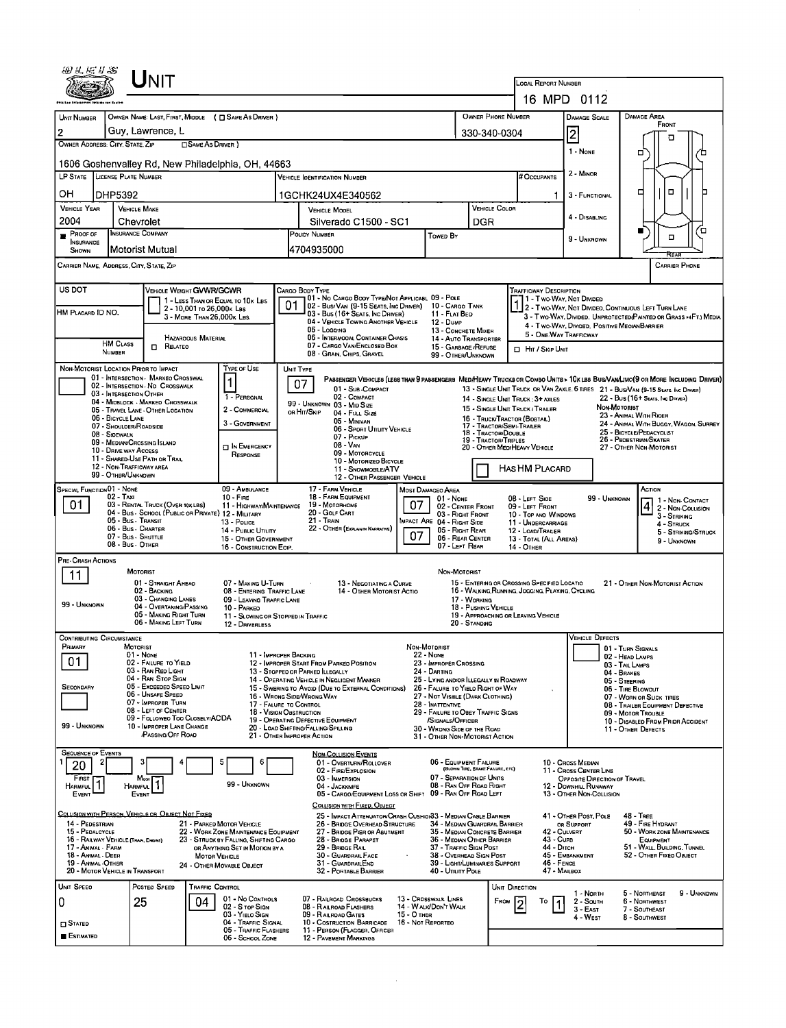# UNIT

**LOCAL REPORT NUMBER:** 16 MPD 0112

| UNIT NUMBER | OWNER NAME: LAST, FIRST, MIDDLE ( ☐ SAME AS DRIVER ) | OWNER PHONE NUMBER | DAMAGE SCALE | DAMAGE AREA |
|---|---|---|---|---|
| 2 | Guy, Lawrence, L | 330-340-0304 | 2 | FRONT |

**OWNER ADDRESS: CITY, STATE, ZIP** ( ☐ SAME AS DRIVER ): 1606 Goshenvalley Rd, New Philadelphia, OH, 44663

Damage Scale: 1 - NONE; 2 - MINOR; 3 - FUNCTIONAL; 4 - DISABLING; 9 - UNKNOWN

| LP STATE | LICENSE PLATE NUMBER | VEHICLE IDENTIFICATION NUMBER | # OCCUPANTS |
|---|---|---|---|
| OH | DHP5392 | 1GCHK24UX4E340562 | 1 |

| VEHICLE YEAR | VEHICLE MAKE | VEHICLE MODEL | VEHICLE COLOR |
|---|---|---|---|
| 2004 | Chevrolet | Silverado C1500 - SC1 | DGR |

| PROOF OF INSURANCE SHOWN | INSURANCE COMPANY | POLICY NUMBER | TOWED BY |
|---|---|---|---|
| ■ | Motorist Mutual | 4704935000 | |

CARRIER NAME, ADDRESS, CITY, STATE, ZIP / CARRIER PHONE

US DOT

VEHICLE WEIGHT GVWR/GCWR: 1 - LESS THAN OR EQUAL TO 10K LBS; 2 - 10,001 TO 26,000K LBS; 3 - MORE THAN 26,000K LBS.

HM PLACARD ID NO.

HAZARDOUS MATERIAL — HM CLASS NUMBER; ☐ RELATED

CARGO BODY TYPE: **01**
01 - NO CARGO BODY TYPE/NOT APPLICABLE; 02 - BUS/VAN (9-15 SEATS, INC DRIVER); 03 - BUS (16+ SEATS, INC DRIVER); 04 - VEHICLE TOWING ANOTHER VEHICLE; 05 - LOGGING; 06 - INTERMODAL CONTAINER CHASIS; 07 - CARGO VAN/ENCLOSED BOX; 08 - GRAIN, CHIPS, GRAVEL; 09 - POLE; 10 - CARGO TANK; 11 - FLAT BED; 12 - DUMP; 13 - CONCRETE MIXER; 14 - AUTO TRANSPORTER; 15 - GARBAGE/REFUSE; 99 - OTHER/UNKNOWN

TRAFFICWAY DESCRIPTION: **1**
1 - TWO-WAY, NOT DIVIDED; 2 - TWO-WAY, NOT DIVIDED, CONTINUOUS LEFT TURN LANE; 3 - TWO-WAY, DIVIDED, UNPROTECTED (PAINTED OR GRASS >4FT.) MEDIA; 4 - TWO-WAY, DIVIDED, POSITIVE MEDIAN BARRIER; 5 - ONE-WAY TRAFFICWAY

☐ HIT / SKIP UNIT

NON-MOTORIST LOCATION PRIOR TO IMPACT: 01 - INTERSECTION - MARKED CROSSWAL; 02 - INTERSECTION - NO CROSSWALK; 03 - INTERSECTION OTHER; 04 - MIDBLOCK - MARKED CROSSWALK; 05 - TRAVEL LANE - OTHER LOCATION; 06 - BICYCLE LANE; 07 - SHOULDER/ROADSIDE; 08 - SIDEWALK; 09 - MEDIAN/CROSSING ISLAND; 10 - DRIVE WAY ACCESS; 11 - SHARED-USE PATH OR TRAIL; 12 - NON-TRAFFICWAY AREA; 99 - OTHER/UNKNOWN

TYPE OF USE: **1** — 1 - PERSONAL; 2 - COMMERCIAL; 3 - GOVERNMENT; ☐ IN EMERGENCY RESPONSE

UNIT TYPE: **07**
PASSENGER VEHICLES (LESS THAN 9 PASSENGERS): 01 - SUB-COMPACT; 02 - COMPACT; 99 - UNKNOWN 03 - MID SIZE OR HIT/SKIP; 04 - FULL SIZE; 05 - MINIVAN; 06 - SPORT UTILITY VEHICLE; 07 - PICKUP; 08 - VAN; 09 - MOTORCYCLE; 10 - MOTORIZED BICYCLE; 11 - SNOWMOBILE/ATV; 12 - OTHER PASSENGER VEHICLE
MED/HEAVY TRUCKS OR COMBO UNITS > 10K LBS: 13 - SINGLE UNIT TRUCK OR VAN 2AXLE, 6 TIRES; 14 - SINGLE UNIT TRUCK: 3+ AXLES; 15 - SINGLE UNIT TRUCK / TRAILER; 16 - TRUCK/TRACTOR (BOBTAIL); 17 - TRACTOR/SEMI-TRAILER; 18 - TRACTOR/DOUBLE; 19 - TRACTOR/TRIPLES; 20 - OTHER MED/HEAVY VEHICLE
BUS/VAN/LIMO (9 OR MORE INCLUDING DRIVER): 21 - BUS/VAN (9-15 SEATS, INC DRIVER); 22 - BUS (16+ SEATS, INC DRIVER)
NON-MOTORIST: 23 - ANIMAL WITH RIDER; 24 - ANIMAL WITH BUGGY, WAGON, SURREY; 25 - BICYCLE/PEDACYCLIST; 26 - PEDESTRIAN/SKATER; 27 - OTHER NON-MOTORIST
☐ HAS HM PLACARD

SPECIAL FUNCTION: **01**
01 - NONE; 02 - TAXI; 03 - RENTAL TRUCK (OVER 10K LBS); 04 - BUS - SCHOOL (PUBLIC OR PRIVATE); 05 - BUS - TRANSIT; 06 - BUS - CHARTER; 07 - BUS - SHUTTLE; 08 - BUS - OTHER; 09 - AMBULANCE; 10 - FIRE; 11 - HIGHWAY/MAINTENANCE; 12 - MILITARY; 13 - POLICE; 14 - PUBLIC UTILITY; 15 - OTHER GOVERNMENT; 16 - CONSTRUCTION EQIP.; 17 - FARM VEHICLE; 18 - FARM EQUIPMENT; 19 - MOTORHOME; 20 - GOLF CART; 21 - TRAIN; 22 - OTHER (EXPLAIN IN NARRATIVE)

MOST DAMAGED AREA: **07**; IMPACT AREA: **07**
01 - NONE; 02 - CENTER FRONT; 03 - RIGHT FRONT; 04 - RIGHT SIDE; 05 - RIGHT REAR; 06 - REAR CENTER; 07 - LEFT REAR; 08 - LEFT SIDE; 09 - LEFT FRONT; 10 - TOP AND WINDOWS; 11 - UNDERCARRIAGE; 12 - LOAD/TRAILER; 13 - TOTAL (ALL AREAS); 14 - OTHER; 99 - UNKNOWN

ACTION: **4**
1 - NON-CONTACT; 2 - NON-COLLISION; 3 - STRIKING; 4 - STRUCK; 5 - STRIKING/STRUCK; 9 - UNKNOWN

PRE-CRASH ACTIONS: **11**
MOTORIST: 01 - STRAIGHT AHEAD; 02 - BACKING; 03 - CHANGING LANES; 04 - OVERTAKING/PASSING; 05 - MAKING RIGHT TURN; 06 - MAKING LEFT TURN; 07 - MAKING U-TURN; 08 - ENTERING TRAFFIC LANE; 09 - LEAVING TRAFFIC LANE; 10 - PARKED; 11 - SLOWING OR STOPPED IN TRAFFIC; 12 - DRIVERLESS; 13 - NEGOTIATING A CURVE; 14 - OTHER MOTORIST ACTIO
NON-MOTORIST: 15 - ENTERING OR CROSSING SPECIFIED LOCATIO; 16 - WALKING, RUNNING, JOGGING, PLAYING, CYCLING; 17 - WORKING; 18 - PUSHING VEHICLE; 19 - APPROACHING OR LEAVING VEHICLE; 20 - STANDING; 21 - OTHER NON-MOTORIST ACTION
99 - UNKNOWN

CONTRIBUTING CIRCUMSTANCE: PRIMARY **01**; SECONDARY (blank)
MOTORIST: 01 - NONE; 02 - FAILURE TO YIELD; 03 - RAN RED LIGHT; 04 - RAN STOP SIGN; 05 - EXCEEDED SPEED LIMIT; 06 - UNSAFE SPEED; 07 - IMPROPER TURN; 08 - LEFT OF CENTER; 09 - FOLLOWED TOO CLOSELY/ACDA; 10 - IMPROPER LANE CHANGE /PASSING/OFF ROAD; 11 - IMPROPER BACKING; 12 - IMPROPER START FROM PARKED POSITION; 13 - STOPPED OR PARKED ILLEGALLY; 14 - OPERATING VEHICLE IN NEGLIGENT MANNER; 15 - SWERING TO AVOID (DUE TO EXTERNAL CONDITIONS); 16 - WRONG SIDE/WRONG WAY; 17 - FAILURE TO CONTROL; 18 - VISION OBSTRUCTION; 19 - OPERATING DEFECTIVE EQUIPMENT; 20 - LOAD SHIFTING/FALLING/SPILLING; 21 - OTHER IMPROPER ACTION
NON-MOTORIST: 22 - NONE; 23 - IMPROPER CROSSING; 24 - DARTING; 25 - LYING AND/OR ILLEGALLY IN ROADWAY; 26 - FALURE TO YIELD RIGHT OF WAY; 27 - NOT VISIBLE (DARK CLOTHING); 28 - INATTENTIVE; 29 - FAILURE TO OBEY TRAFFIC SIGNS /SIGNALS/OFFICER; 30 - WRONG SIDE OF THE ROAD; 31 - OTHER NON-MOTORIST ACTION
99 - UNKNOWN

VEHICLE DEFECTS: 01 - TURN SIGNALS; 02 - HEAD LAMPS; 03 - TAIL LAMPS; 04 - BRAKES; 05 - STEERING; 06 - TIRE BLOWOUT; 07 - WORN OR SLICK TIRES; 08 - TRAILER EQUIPMENT DEFECTIVE; 09 - MOTOR TROUBLE; 10 - DISABLED FROM PRIOR ACCIDENT; 11 - OTHER DEFECTS

SEQUENCE OF EVENTS: 1: **20**; 2–6: (blank)
FIRST HARMFUL EVENT: **1**; MOST HARMFUL EVENT: **1**
99 - UNKNOWN

NON-COLLISION EVENTS: 01 - OVERTURN/ROLLOVER; 02 - FIRE/EXPLOSION; 03 - IMMERSION; 04 - JACKKNIFE; 05 - CARGO/EQUIPMENT LOSS OR SHIFT; 06 - EQUIPMENT FAILURE (BLOWN TIRE, BRAKE FAILURE, ETC); 07 - SEPARATION OF UNITS; 08 - RAN OFF ROAD RIGHT; 09 - RAN OFF ROAD LEFT; 10 - CROSS MEDIAN; 11 - CROSS CENTER LINE OPPOSITE DIRECTION OF TRAVEL; 12 - DOWNHILL RUNAWAY; 13 - OTHER NON-COLLISION

COLLISION WITH PERSON, VEHICLE OR OBJECT NOT FIXED: 14 - PEDESTRIAN; 15 - PEDALCYCLE; 16 - RAILWAY VEHICLE (TRAIN, ENGINE); 17 - ANIMAL - FARM; 18 - ANIMAL - DEER; 19 - ANIMAL - OTHER; 20 - MOTOR VEHICLE IN TRANSPORT; 21 - PARKED MOTOR VEHICLE; 22 - WORK ZONE MAINTENANCE EQUIPMENT; 23 - STRUCK BY FALLING, SHIFTING CARGO OR ANYTHING SET IN MOTION BY A MOTOR VEHICLE; 24 - OTHER MOVABLE OBJECT

COLLISION WITH FIXED, OBJECT: 25 - IMPACT ATTENUATOR/CRASH CUSHION; 26 - BRIDGE OVERHEAD STRUCTURE; 27 - BRIDGE PIER OR ABUTMENT; 28 - BRIDGE PARAPET; 29 - BRIDGE RAIL; 30 - GUARDRAIL FACE; 31 - GUARDRAIL END; 32 - PORTABLE BARRIER; 33 - MEDIAN CABLE BARRIER; 34 - MEDIAN GUARDRAIL BARRIER; 35 - MEDIAN CONCRETE BARRIER; 36 - MEDIAN OTHER BARRIER; 37 - TRAFFIC SIGN POST; 38 - OVERHEAD SIGN POST; 39 - LIGHT/LUMINARIES SUPPORT; 40 - UTILITY POLE; 41 - OTHER POST, POLE OR SUPPORT; 42 - CULVERT; 43 - CURB; 44 - DITCH; 45 - EMBANKMENT; 46 - FENCE; 47 - MAILBOX; 48 - TREE; 49 - FIRE HYDRANT; 50 - WORK ZONE MAINTENANCE EQUIPMENT; 51 - WALL, BUILDING, TUNNEL; 52 - OTHER FIXED OBJECT

| UNIT SPEED | POSTED SPEED | TRAFFIC CONTROL | UNIT DIRECTION |
|---|---|---|---|
| 0 | 25 | 04 | FROM 2 TO 1 |

☐ STATED ■ ESTIMATED

TRAFFIC CONTROL: 01 - NO CONTROLS; 02 - STOP SIGN; 03 - YIELD SIGN; 04 - TRAFFIC SIGNAL; 05 - TRAFFIC FLASHERS; 06 - SCHOOL ZONE; 07 - RAILROAD CROSSBUCKS; 08 - RAILROAD FLASHERS; 09 - RAILROAD GATES; 10 - COSTRUCTION BARRICADE; 11 - PERSON (FLAGGER, OFFICER; 12 - PAVEMENT MARKINGS; 13 - CROSSWALK LINES; 14 - WALK/DON'T WALK; 15 - OTHER; 16 - NOT REPORTED

UNIT DIRECTION: 1 - NORTH; 2 - SOUTH; 3 - EAST; 4 - WEST; 5 - NORTHEAST; 6 - NORTHWEST; 7 - SOUTHEAST; 8 - SOUTHWEST; 9 - UNKNOWN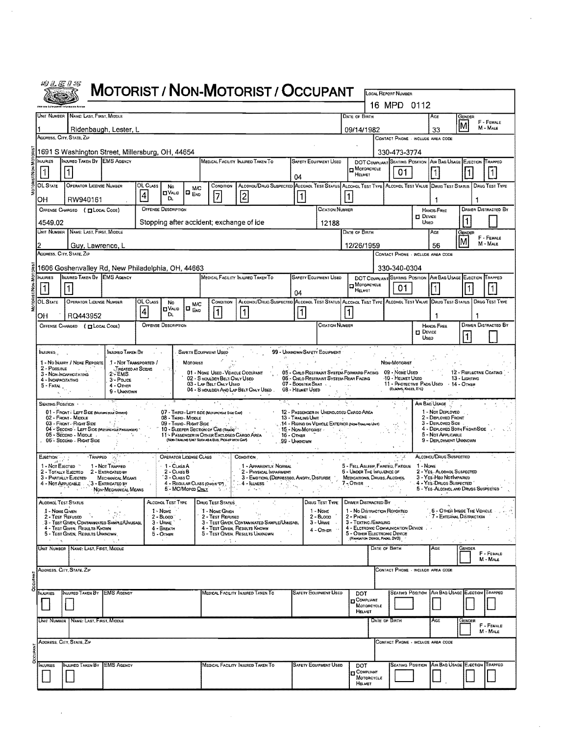# MOTORIST / NON-MOTORIST / OCCUPANT

**Local Report Number:** 16 MPD 0112

## Motorist/Non-Motorist

| Unit Number | Name: Last, First, Middle | Date of Birth | Age | Gender |
|---|---|---|---|---|
| 1 | Ridenbaugh, Lester, L | 09/14/1982 | 33 | M |

| Address, City, State, Zip | Contact Phone - Include Area Code |
|---|---|
| 1691 S Washington Street, Millersburg, OH, 44654 | 330-473-3774 |

| Injuries | Injured Taken By | EMS Agency | Medical Facility Injured Taken To | Safety Equipment Used | DOT Compliant Motorcycle Helmet | Seating Position | Air Bag Usage | Ejection | Trapped |
|---|---|---|---|---|---|---|---|---|---|
| 1 | 1 | | | 04 | | 01 | 1 | 1 | 1 |

| OL State | Operator License Number | OL Class | No Valid DL | M/C End | Condition | Alcohol/Drug Suspected | Alcohol Test Status | Alcohol Test Type | Alcohol Test Value | Drug Test Status | Drug Test Type |
|---|---|---|---|---|---|---|---|---|---|---|---|
| OH | RW940161 | 4 | | | 7 | 2 | 1 | 1 | | 1 | 1 |

| Offense Charged (Local Code) | Offense Description | Citation Number | Hands-Free Device Used | Driver Distracted By |
|---|---|---|---|---|
| 4549.02 | Stopping after accident; exchange of ide | 12188 | | 1 |

| Unit Number | Name: Last, First, Middle | Date of Birth | Age | Gender |
|---|---|---|---|---|
| 2 | Guy, Lawrence, L | 12/26/1959 | 56 | M |

| Address, City, State, Zip | Contact Phone - Include Area Code |
|---|---|
| 1606 Goshenvalley Rd, New Philadelphia, OH, 44663 | 330-340-0304 |

| Injuries | Injured Taken By | EMS Agency | Medical Facility Injured Taken To | Safety Equipment Used | DOT Compliant Motorcycle Helmet | Seating Position | Air Bag Usage | Ejection | Trapped |
|---|---|---|---|---|---|---|---|---|---|
| 1 | 1 | | | 04 | | 01 | 1 | 1 | 1 |

| OL State | Operator License Number | OL Class | No Valid DL | M/C End | Condition | Alcohol/Drug Suspected | Alcohol Test Status | Alcohol Test Type | Alcohol Test Value | Drug Test Status | Drug Test Type |
|---|---|---|---|---|---|---|---|---|---|---|---|
| OH | RQ443952 | 4 | | | 1 | 1 | 1 | 1 | | 1 | 1 |

| Offense Charged (Local Code) | Offense Description | Citation Number | Hands-Free Device Used | Driver Distracted By |
|---|---|---|---|---|
| | | | | 1 |

## Codes

**Injuries:** 1 - No Injury / None Reported; 2 - Possible; 3 - Non-Incapacitating; 4 - Incapacitating; 5 - Fatal

**Injured Taken By:** 1 - Not Transported / Treated at Scene; 2 - EMS; 3 - Police; 4 - Other; 9 - Unknown

**Safety Equipment Used:** 99 - Unknown Safety Equipment

Motorist: 01 - None Used - Vehicle Occupant; 02 - Shoulder Belt Only Used; 03 - Lap Belt Only Used; 04 - Shoulder And Lap Belt Only Used; 05 - Child Restraint System-Forward Facing; 06 - Child Restraint System-Rear Facing; 07 - Booster Seat; 08 - Helmet Used

Non-Motorist: 09 - None Used; 10 - Helmet Used; 11 - Protective Pads Used (Elbows, Knees, Etc); 12 - Reflective Coating; 13 - Lighting; 14 - Other

**Seating Position:** 01 - Front - Left Side (Motorcycle Driver); 02 - Front - Middle; 03 - Front - Right Side; 04 - Second - Left Side (Motorcycle Passenger); 05 - Second - Middle; 06 - Second - Right Side; 07 - Third - Left Side (Motorcycle Side Car); 08 - Third - Middle; 09 - Third - Right Side; 10 - Sleeper Section of Cab (Truck); 11 - Passenger in Other Enclosed Cargo Area (Non-Trailing Unit Such as a Bus, Pickup with Cap); 12 - Passenger in Unenclosed Cargo Area; 13 - Trailing Unit; 14 - Riding on Vehicle Exterior (Non-Trailing Unit); 15 - Non-Motorist; 16 - Other; 99 - Unknown

**Air Bag Usage:** 1 - Not Deployed; 2 - Deployed Front; 3 - Deployed Side; 4 - Deployed Both Front/Side; 5 - Not Applicable; 9 - Deployment Unknown

**Ejection:** 1 - Not Ejected; 2 - Totally Ejected; 3 - Partially Ejected; 4 - Not Applicable

**Trapped:** 1 - Not Trapped; 2 - Extricated by Mechanical Means; 3 - Extricated by Non-Mechanical Means

**Operator License Class:** 1 - Class A; 2 - Class B; 3 - Class C; 4 - Regular Class (Ohio's "D"); 5 - MC/Moped Only

**Condition:** 1 - Apparently Normal; 2 - Physical Impairment; 3 - Emotional (Depressed, Angry, Disturbed); 4 - Illness; 5 - Fell Asleep, Fainted, Fatigue; 6 - Under the Influence of Medications, Drugs, Alcohol; 7 - Other

**Alcohol/Drug Suspected:** 1 - None; 2 - Yes - Alcohol Suspected; 3 - Yes-HBD Not Impaired; 4 - Yes-Drugs Suspected; 5 - Yes-Alcohol and Drugs Suspected

**Alcohol Test Status:** 1 - None Given; 2 - Test Refused; 3 - Test Given, Contaminated Sample/Unusabl; 4 - Test Given, Results Known; 5 - Test Given, Results Unknown

**Alcohol Test Type:** 1 - None; 2 - Blood; 3 - Urine; 4 - Breath; 5 - Other

**Drug Test Status:** 1 - None Given; 2 - Test Refused; 3 - Test Given, Contaminated Sample/Unusabl; 4 - Test Given, Results Known; 5 - Test Given, Results Unknown

**Drug Test Type:** 1 - None; 2 - Blood; 3 - Urine; 4 - Other

**Driver Distracted By:** 1 - No Distraction Reported; 2 - Phone; 3 - Texting/Emailing; 4 - Electronic Communication Device; 5 - Other Electronic Device (Navigation Device, Radio, DVD); 6 - Other Inside the Vehicle; 7 - External Distraction

## Occupant

| Unit Number | Name: Last, First, Middle | Date of Birth | Age | Gender |
|---|---|---|---|---|
| | | | | |

| Address, City, State, Zip | Contact Phone - Include Area Code |
|---|---|
| | |

| Injuries | Injured Taken By | EMS Agency | Medical Facility Injured Taken To | Safety Equipment Used | DOT Compliant Motorcycle Helmet | Seating Position | Air Bag Usage | Ejection | Trapped |
|---|---|---|---|---|---|---|---|---|---|
| | | | | | | | | | |

| Unit Number | Name: Last, First, Middle | Date of Birth | Age | Gender |
|---|---|---|---|---|
| | | | | |

| Address, City, State, Zip | Contact Phone - Include Area Code |
|---|---|
| | |

| Injuries | Injured Taken By | EMS Agency | Medical Facility Injured Taken To | Safety Equipment Used | DOT Compliant Motorcycle Helmet | Seating Position | Air Bag Usage | Ejection | Trapped |
|---|---|---|---|---|---|---|---|---|---|
| | | | | | | | | | |